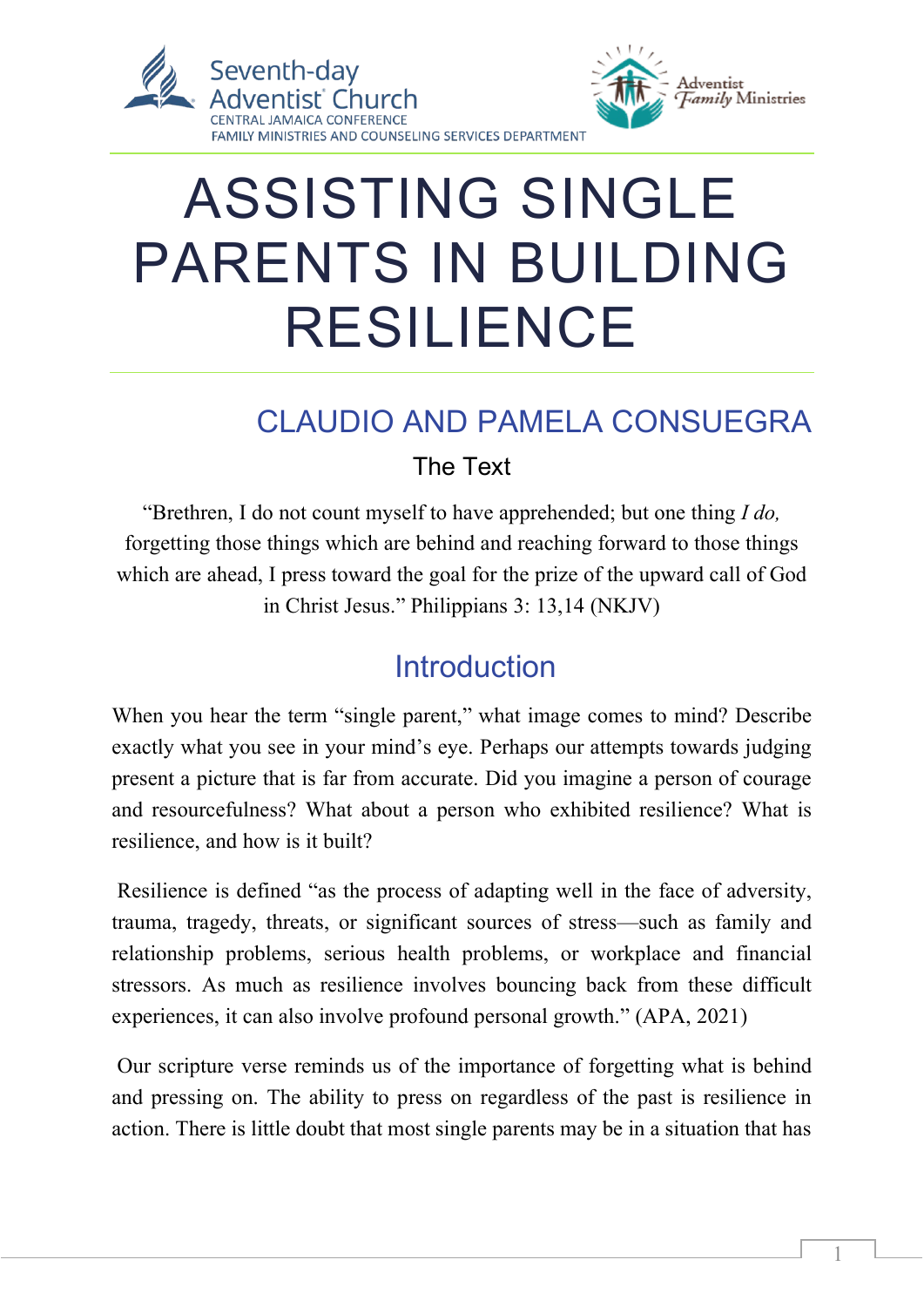Seventh-day Adventist Church
CENTRAL JAMAICA CONFERENCE
FAMILY MINISTRIES AND COUNSELING SERVICES DEPARTMENT

Adventist Family Ministries

# ASSISTING SINGLE PARENTS IN BUILDING RESILIENCE

## CLAUDIO AND PAMELA CONSUEGRA

### The Text

"Brethren, I do not count myself to have apprehended; but one thing *I do,* forgetting those things which are behind and reaching forward to those things which are ahead, I press toward the goal for the prize of the upward call of God in Christ Jesus." Philippians 3: 13,14 (NKJV)

## Introduction

When you hear the term "single parent," what image comes to mind? Describe exactly what you see in your mind's eye. Perhaps our attempts towards judging present a picture that is far from accurate. Did you imagine a person of courage and resourcefulness? What about a person who exhibited resilience? What is resilience, and how is it built?

Resilience is defined "as the process of adapting well in the face of adversity, trauma, tragedy, threats, or significant sources of stress—such as family and relationship problems, serious health problems, or workplace and financial stressors. As much as resilience involves bouncing back from these difficult experiences, it can also involve profound personal growth." (APA, 2021)

Our scripture verse reminds us of the importance of forgetting what is behind and pressing on. The ability to press on regardless of the past is resilience in action. There is little doubt that most single parents may be in a situation that has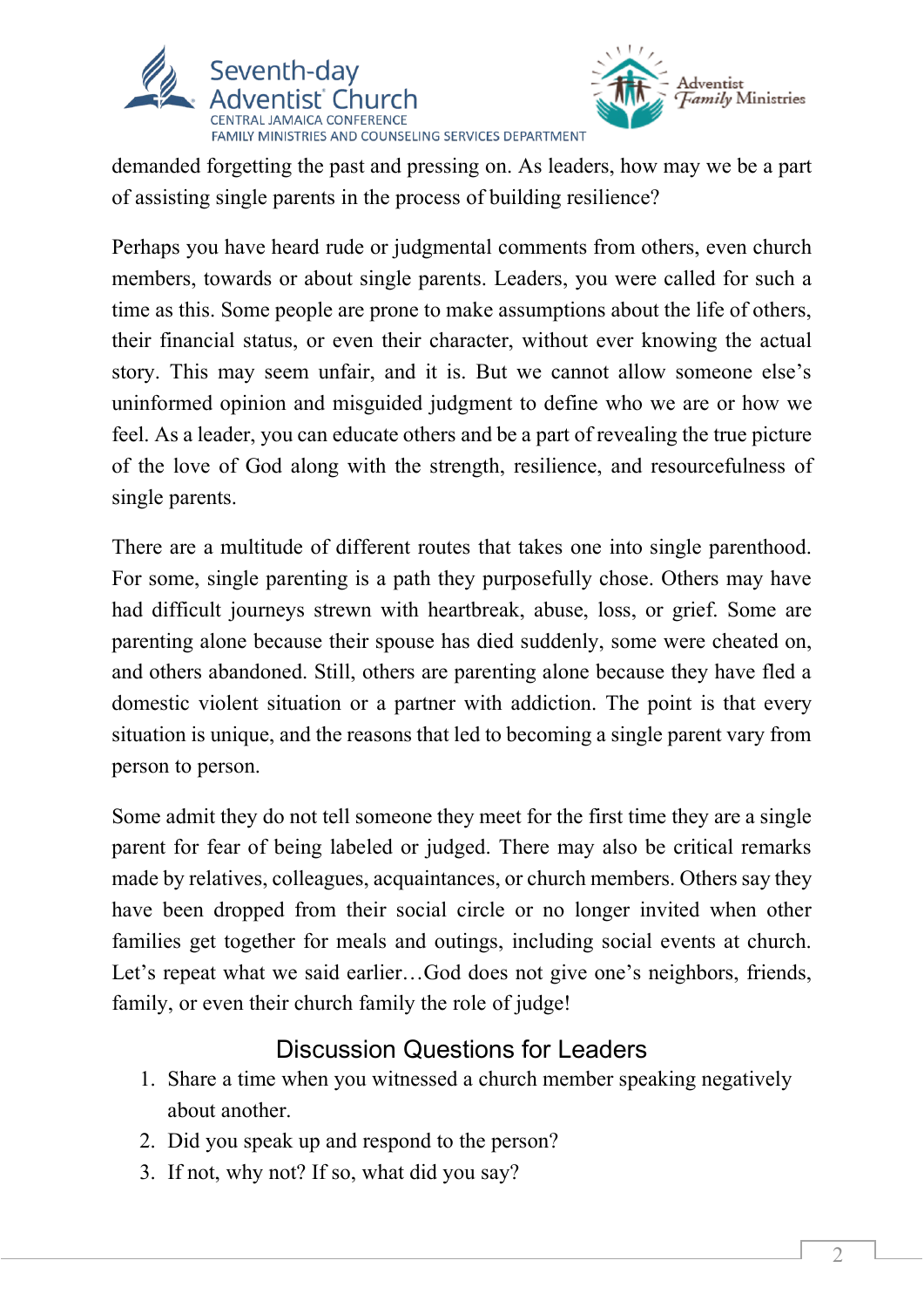demanded forgetting the past and pressing on. As leaders, how may we be a part of assisting single parents in the process of building resilience?

Perhaps you have heard rude or judgmental comments from others, even church members, towards or about single parents. Leaders, you were called for such a time as this. Some people are prone to make assumptions about the life of others, their financial status, or even their character, without ever knowing the actual story. This may seem unfair, and it is. But we cannot allow someone else's uninformed opinion and misguided judgment to define who we are or how we feel. As a leader, you can educate others and be a part of revealing the true picture of the love of God along with the strength, resilience, and resourcefulness of single parents.

There are a multitude of different routes that takes one into single parenthood. For some, single parenting is a path they purposefully chose. Others may have had difficult journeys strewn with heartbreak, abuse, loss, or grief. Some are parenting alone because their spouse has died suddenly, some were cheated on, and others abandoned. Still, others are parenting alone because they have fled a domestic violent situation or a partner with addiction. The point is that every situation is unique, and the reasons that led to becoming a single parent vary from person to person.

Some admit they do not tell someone they meet for the first time they are a single parent for fear of being labeled or judged. There may also be critical remarks made by relatives, colleagues, acquaintances, or church members. Others say they have been dropped from their social circle or no longer invited when other families get together for meals and outings, including social events at church. Let's repeat what we said earlier…God does not give one's neighbors, friends, family, or even their church family the role of judge!

## Discussion Questions for Leaders

1. Share a time when you witnessed a church member speaking negatively about another.
2. Did you speak up and respond to the person?
3. If not, why not? If so, what did you say?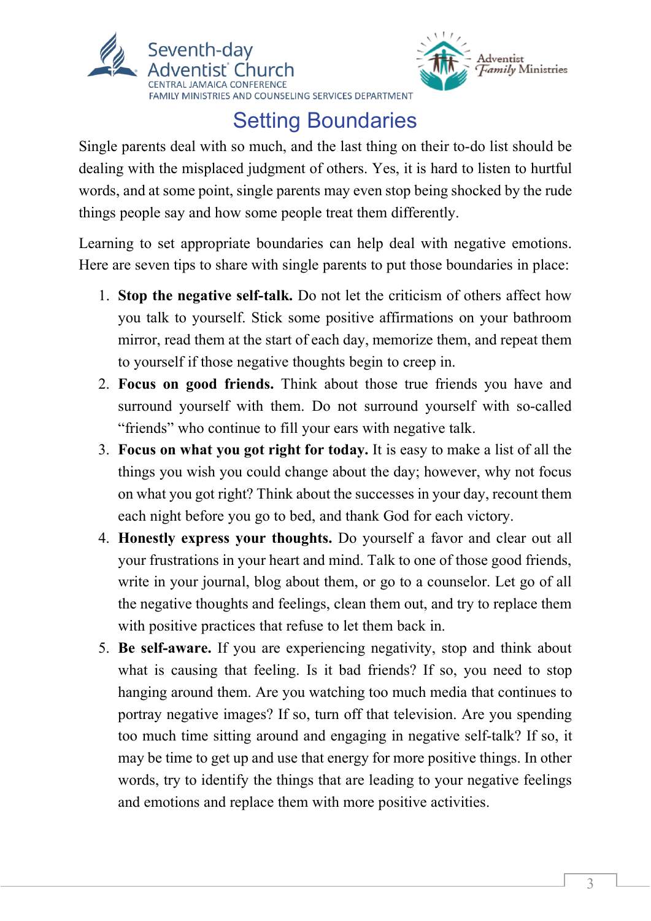Seventh-day Adventist Church
CENTRAL JAMAICA CONFERENCE
FAMILY MINISTRIES AND COUNSELING SERVICES DEPARTMENT

Adventist Family Ministries

# Setting Boundaries

Single parents deal with so much, and the last thing on their to-do list should be dealing with the misplaced judgment of others. Yes, it is hard to listen to hurtful words, and at some point, single parents may even stop being shocked by the rude things people say and how some people treat them differently.

Learning to set appropriate boundaries can help deal with negative emotions. Here are seven tips to share with single parents to put those boundaries in place:

1. **Stop the negative self-talk.** Do not let the criticism of others affect how you talk to yourself. Stick some positive affirmations on your bathroom mirror, read them at the start of each day, memorize them, and repeat them to yourself if those negative thoughts begin to creep in.
2. **Focus on good friends.** Think about those true friends you have and surround yourself with them. Do not surround yourself with so-called "friends" who continue to fill your ears with negative talk.
3. **Focus on what you got right for today.** It is easy to make a list of all the things you wish you could change about the day; however, why not focus on what you got right? Think about the successes in your day, recount them each night before you go to bed, and thank God for each victory.
4. **Honestly express your thoughts.** Do yourself a favor and clear out all your frustrations in your heart and mind. Talk to one of those good friends, write in your journal, blog about them, or go to a counselor. Let go of all the negative thoughts and feelings, clean them out, and try to replace them with positive practices that refuse to let them back in.
5. **Be self-aware.** If you are experiencing negativity, stop and think about what is causing that feeling. Is it bad friends? If so, you need to stop hanging around them. Are you watching too much media that continues to portray negative images? If so, turn off that television. Are you spending too much time sitting around and engaging in negative self-talk? If so, it may be time to get up and use that energy for more positive things. In other words, try to identify the things that are leading to your negative feelings and emotions and replace them with more positive activities.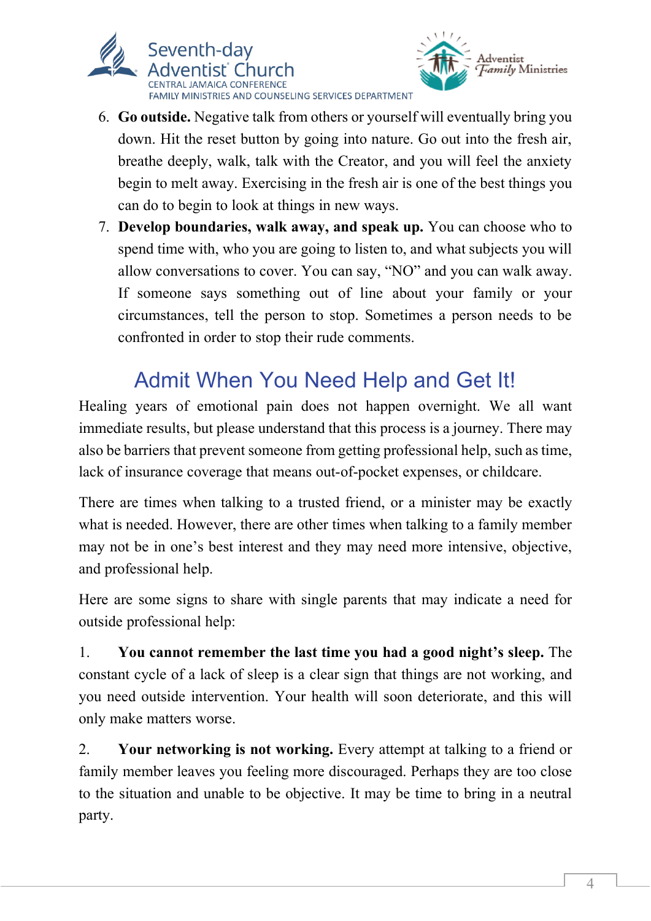6. **Go outside.** Negative talk from others or yourself will eventually bring you down. Hit the reset button by going into nature. Go out into the fresh air, breathe deeply, walk, talk with the Creator, and you will feel the anxiety begin to melt away. Exercising in the fresh air is one of the best things you can do to begin to look at things in new ways.
7. **Develop boundaries, walk away, and speak up.** You can choose who to spend time with, who you are going to listen to, and what subjects you will allow conversations to cover. You can say, "NO" and you can walk away. If someone says something out of line about your family or your circumstances, tell the person to stop. Sometimes a person needs to be confronted in order to stop their rude comments.

## Admit When You Need Help and Get It!

Healing years of emotional pain does not happen overnight. We all want immediate results, but please understand that this process is a journey. There may also be barriers that prevent someone from getting professional help, such as time, lack of insurance coverage that means out-of-pocket expenses, or childcare.

There are times when talking to a trusted friend, or a minister may be exactly what is needed. However, there are other times when talking to a family member may not be in one's best interest and they may need more intensive, objective, and professional help.

Here are some signs to share with single parents that may indicate a need for outside professional help:

1. **You cannot remember the last time you had a good night's sleep.** The constant cycle of a lack of sleep is a clear sign that things are not working, and you need outside intervention. Your health will soon deteriorate, and this will only make matters worse.

2. **Your networking is not working.** Every attempt at talking to a friend or family member leaves you feeling more discouraged. Perhaps they are too close to the situation and unable to be objective. It may be time to bring in a neutral party.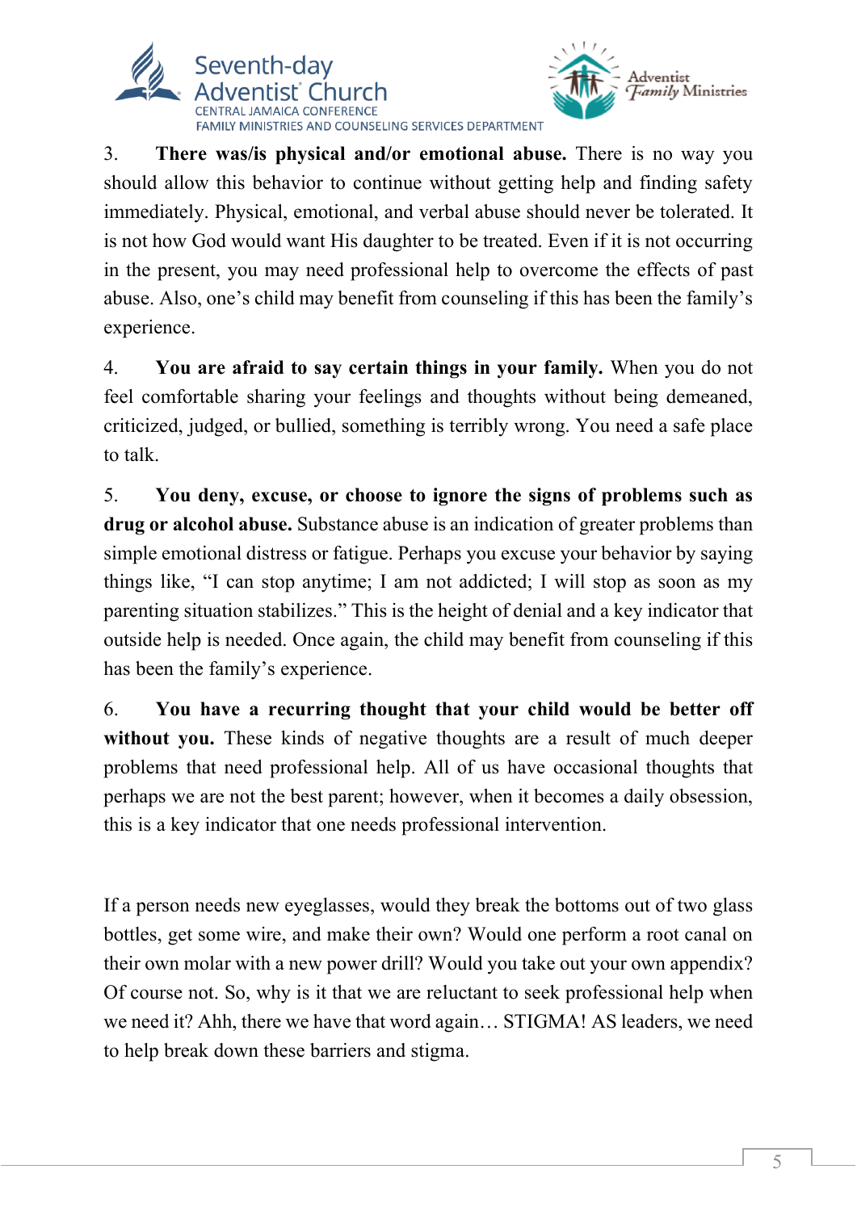3. **There was/is physical and/or emotional abuse.** There is no way you should allow this behavior to continue without getting help and finding safety immediately. Physical, emotional, and verbal abuse should never be tolerated. It is not how God would want His daughter to be treated. Even if it is not occurring in the present, you may need professional help to overcome the effects of past abuse. Also, one's child may benefit from counseling if this has been the family's experience.

4. **You are afraid to say certain things in your family.** When you do not feel comfortable sharing your feelings and thoughts without being demeaned, criticized, judged, or bullied, something is terribly wrong. You need a safe place to talk.

5. **You deny, excuse, or choose to ignore the signs of problems such as drug or alcohol abuse.** Substance abuse is an indication of greater problems than simple emotional distress or fatigue. Perhaps you excuse your behavior by saying things like, "I can stop anytime; I am not addicted; I will stop as soon as my parenting situation stabilizes." This is the height of denial and a key indicator that outside help is needed. Once again, the child may benefit from counseling if this has been the family's experience.

6. **You have a recurring thought that your child would be better off without you.** These kinds of negative thoughts are a result of much deeper problems that need professional help. All of us have occasional thoughts that perhaps we are not the best parent; however, when it becomes a daily obsession, this is a key indicator that one needs professional intervention.

If a person needs new eyeglasses, would they break the bottoms out of two glass bottles, get some wire, and make their own? Would one perform a root canal on their own molar with a new power drill? Would you take out your own appendix? Of course not. So, why is it that we are reluctant to seek professional help when we need it? Ahh, there we have that word again… STIGMA! AS leaders, we need to help break down these barriers and stigma.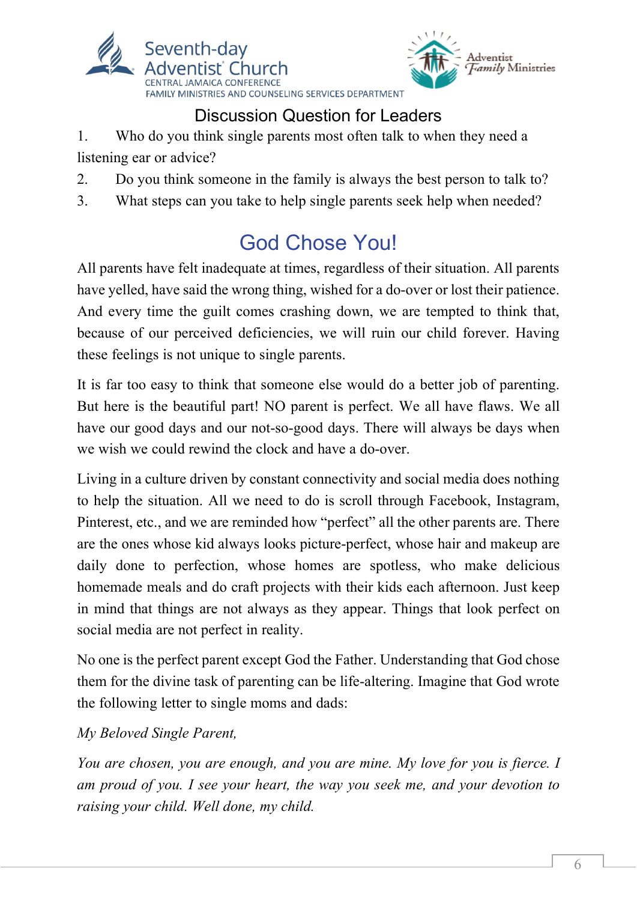## Discussion Question for Leaders

1. Who do you think single parents most often talk to when they need a listening ear or advice?
2. Do you think someone in the family is always the best person to talk to?
3. What steps can you take to help single parents seek help when needed?

# God Chose You!

All parents have felt inadequate at times, regardless of their situation. All parents have yelled, have said the wrong thing, wished for a do-over or lost their patience. And every time the guilt comes crashing down, we are tempted to think that, because of our perceived deficiencies, we will ruin our child forever. Having these feelings is not unique to single parents.

It is far too easy to think that someone else would do a better job of parenting. But here is the beautiful part! NO parent is perfect. We all have flaws. We all have our good days and our not-so-good days. There will always be days when we wish we could rewind the clock and have a do-over.

Living in a culture driven by constant connectivity and social media does nothing to help the situation. All we need to do is scroll through Facebook, Instagram, Pinterest, etc., and we are reminded how "perfect" all the other parents are. There are the ones whose kid always looks picture-perfect, whose hair and makeup are daily done to perfection, whose homes are spotless, who make delicious homemade meals and do craft projects with their kids each afternoon. Just keep in mind that things are not always as they appear. Things that look perfect on social media are not perfect in reality.

No one is the perfect parent except God the Father. Understanding that God chose them for the divine task of parenting can be life-altering. Imagine that God wrote the following letter to single moms and dads:

*My Beloved Single Parent,*

*You are chosen, you are enough, and you are mine. My love for you is fierce. I am proud of you. I see your heart, the way you seek me, and your devotion to raising your child. Well done, my child.*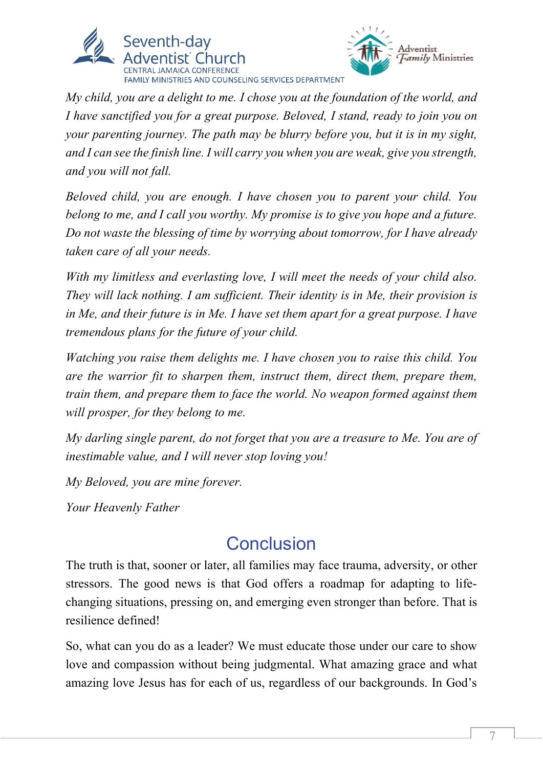*My child, you are a delight to me. I chose you at the foundation of the world, and I have sanctified you for a great purpose. Beloved, I stand, ready to join you on your parenting journey. The path may be blurry before you, but it is in my sight, and I can see the finish line. I will carry you when you are weak, give you strength, and you will not fall.*

*Beloved child, you are enough. I have chosen you to parent your child. You belong to me, and I call you worthy. My promise is to give you hope and a future. Do not waste the blessing of time by worrying about tomorrow, for I have already taken care of all your needs.*

*With my limitless and everlasting love, I will meet the needs of your child also. They will lack nothing. I am sufficient. Their identity is in Me, their provision is in Me, and their future is in Me. I have set them apart for a great purpose. I have tremendous plans for the future of your child.*

*Watching you raise them delights me. I have chosen you to raise this child. You are the warrior fit to sharpen them, instruct them, direct them, prepare them, train them, and prepare them to face the world. No weapon formed against them will prosper, for they belong to me.*

*My darling single parent, do not forget that you are a treasure to Me. You are of inestimable value, and I will never stop loving you!*

*My Beloved, you are mine forever.*

*Your Heavenly Father*

## Conclusion

The truth is that, sooner or later, all families may face trauma, adversity, or other stressors. The good news is that God offers a roadmap for adapting to life-changing situations, pressing on, and emerging even stronger than before. That is resilience defined!

So, what can you do as a leader? We must educate those under our care to show love and compassion without being judgmental. What amazing grace and what amazing love Jesus has for each of us, regardless of our backgrounds. In God's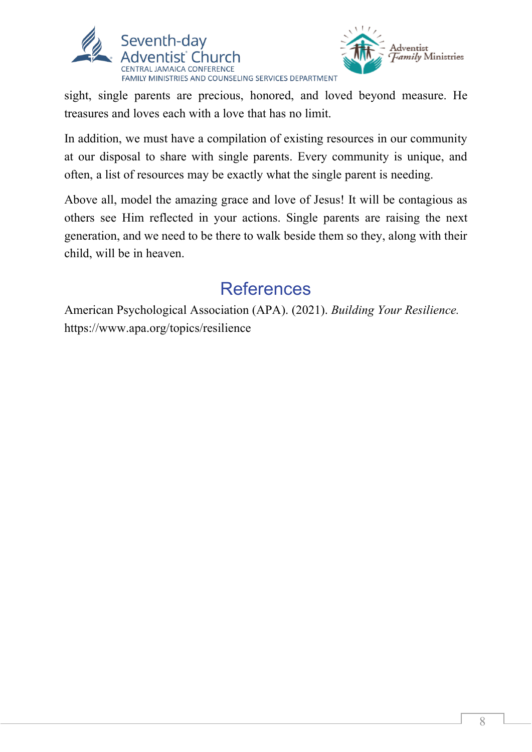sight, single parents are precious, honored, and loved beyond measure. He treasures and loves each with a love that has no limit.

In addition, we must have a compilation of existing resources in our community at our disposal to share with single parents. Every community is unique, and often, a list of resources may be exactly what the single parent is needing.

Above all, model the amazing grace and love of Jesus! It will be contagious as others see Him reflected in your actions. Single parents are raising the next generation, and we need to be there to walk beside them so they, along with their child, will be in heaven.

## References

American Psychological Association (APA). (2021). *Building Your Resilience.* https://www.apa.org/topics/resilience